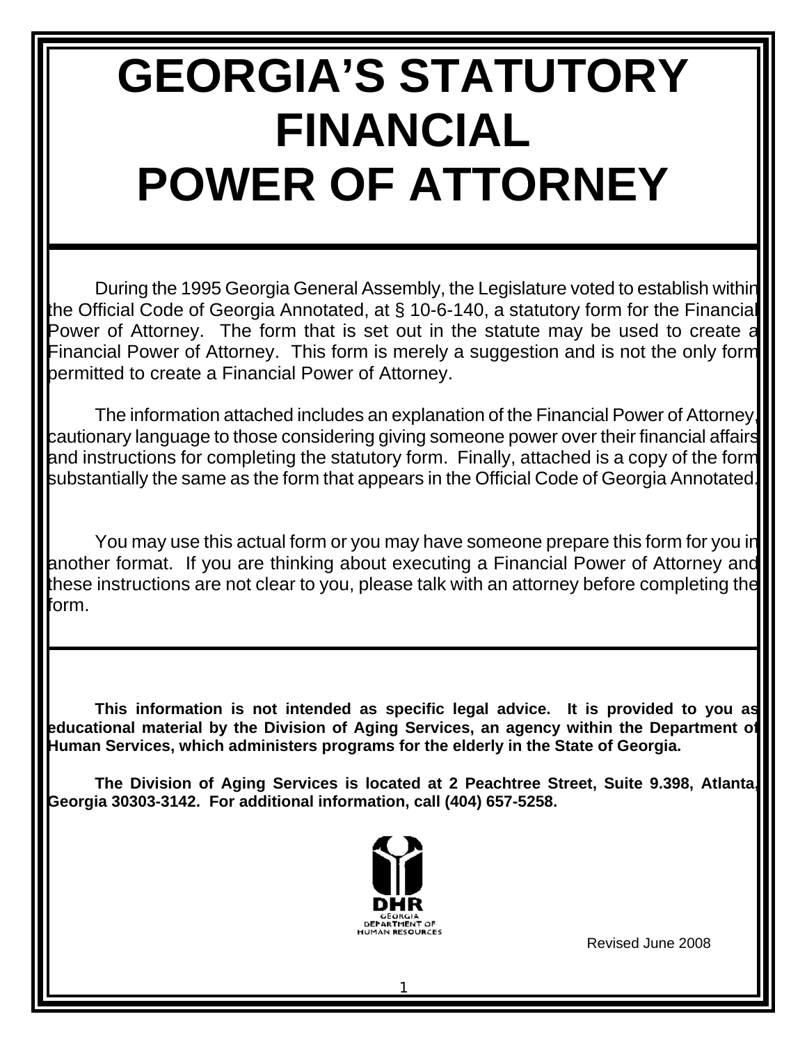# GEORGIA'S STATUTORY FINANCIAL POWER OF ATTORNEY

During the 1995 Georgia General Assembly, the Legislature voted to establish within the Official Code of Georgia Annotated, at § 10-6-140, a statutory form for the Financial Power of Attorney. The form that is set out in the statute may be used to create a Financial Power of Attorney. This form is merely a suggestion and is not the only form permitted to create a Financial Power of Attorney.

The information attached includes an explanation of the Financial Power of Attorney, cautionary language to those considering giving someone power over their financial affairs and instructions for completing the statutory form. Finally, attached is a copy of the form substantially the same as the form that appears in the Official Code of Georgia Annotated.

You may use this actual form or you may have someone prepare this form for you in another format. If you are thinking about executing a Financial Power of Attorney and these instructions are not clear to you, please talk with an attorney before completing the form.

**This information is not intended as specific legal advice. It is provided to you as educational material by the Division of Aging Services, an agency within the Department of Human Services, which administers programs for the elderly in the State of Georgia.**

**The Division of Aging Services is located at 2 Peachtree Street, Suite 9.398, Atlanta, Georgia 30303-3142. For additional information, call (404) 657-5258.**

DHR
GEORGIA
DEPARTMENT OF
HUMAN RESOURCES

Revised June 2008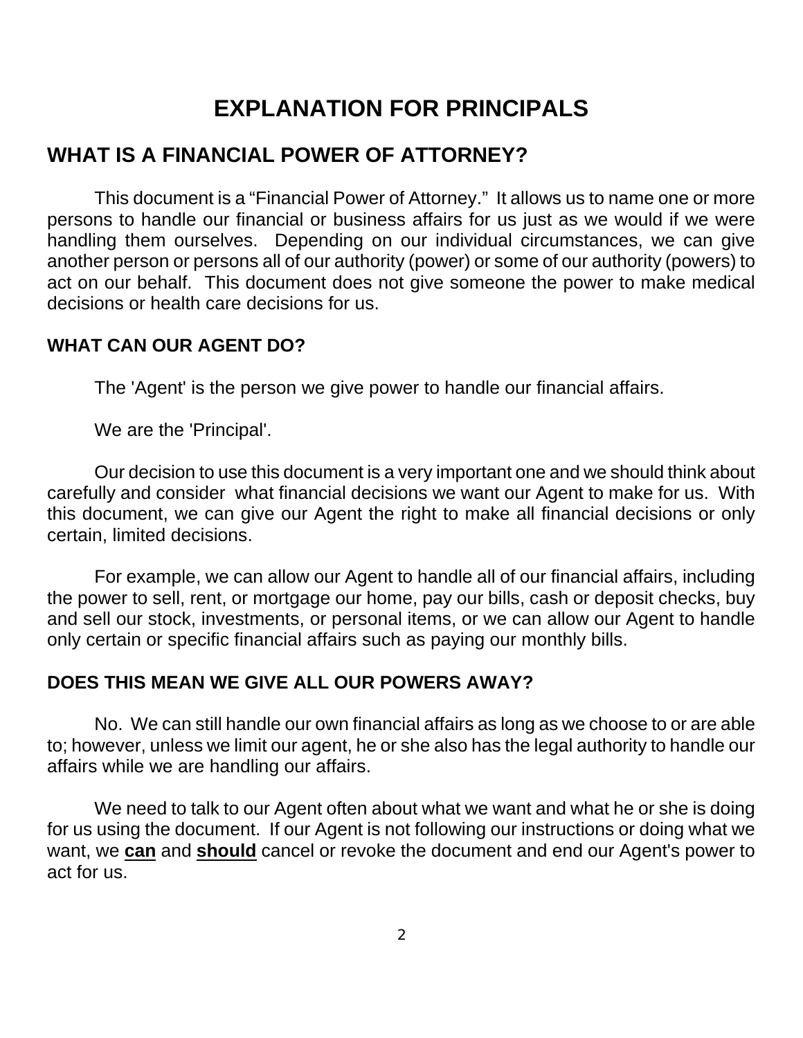# EXPLANATION FOR PRINCIPALS

## WHAT IS A FINANCIAL POWER OF ATTORNEY?

This document is a "Financial Power of Attorney." It allows us to name one or more persons to handle our financial or business affairs for us just as we would if we were handling them ourselves. Depending on our individual circumstances, we can give another person or persons all of our authority (power) or some of our authority (powers) to act on our behalf. This document does not give someone the power to make medical decisions or health care decisions for us.

### WHAT CAN OUR AGENT DO?

The 'Agent' is the person we give power to handle our financial affairs.

We are the 'Principal'.

Our decision to use this document is a very important one and we should think about carefully and consider what financial decisions we want our Agent to make for us. With this document, we can give our Agent the right to make all financial decisions or only certain, limited decisions.

For example, we can allow our Agent to handle all of our financial affairs, including the power to sell, rent, or mortgage our home, pay our bills, cash or deposit checks, buy and sell our stock, investments, or personal items, or we can allow our Agent to handle only certain or specific financial affairs such as paying our monthly bills.

### DOES THIS MEAN WE GIVE ALL OUR POWERS AWAY?

No. We can still handle our own financial affairs as long as we choose to or are able to; however, unless we limit our agent, he or she also has the legal authority to handle our affairs while we are handling our affairs.

We need to talk to our Agent often about what we want and what he or she is doing for us using the document. If our Agent is not following our instructions or doing what we want, we **can** and **should** cancel or revoke the document and end our Agent's power to act for us.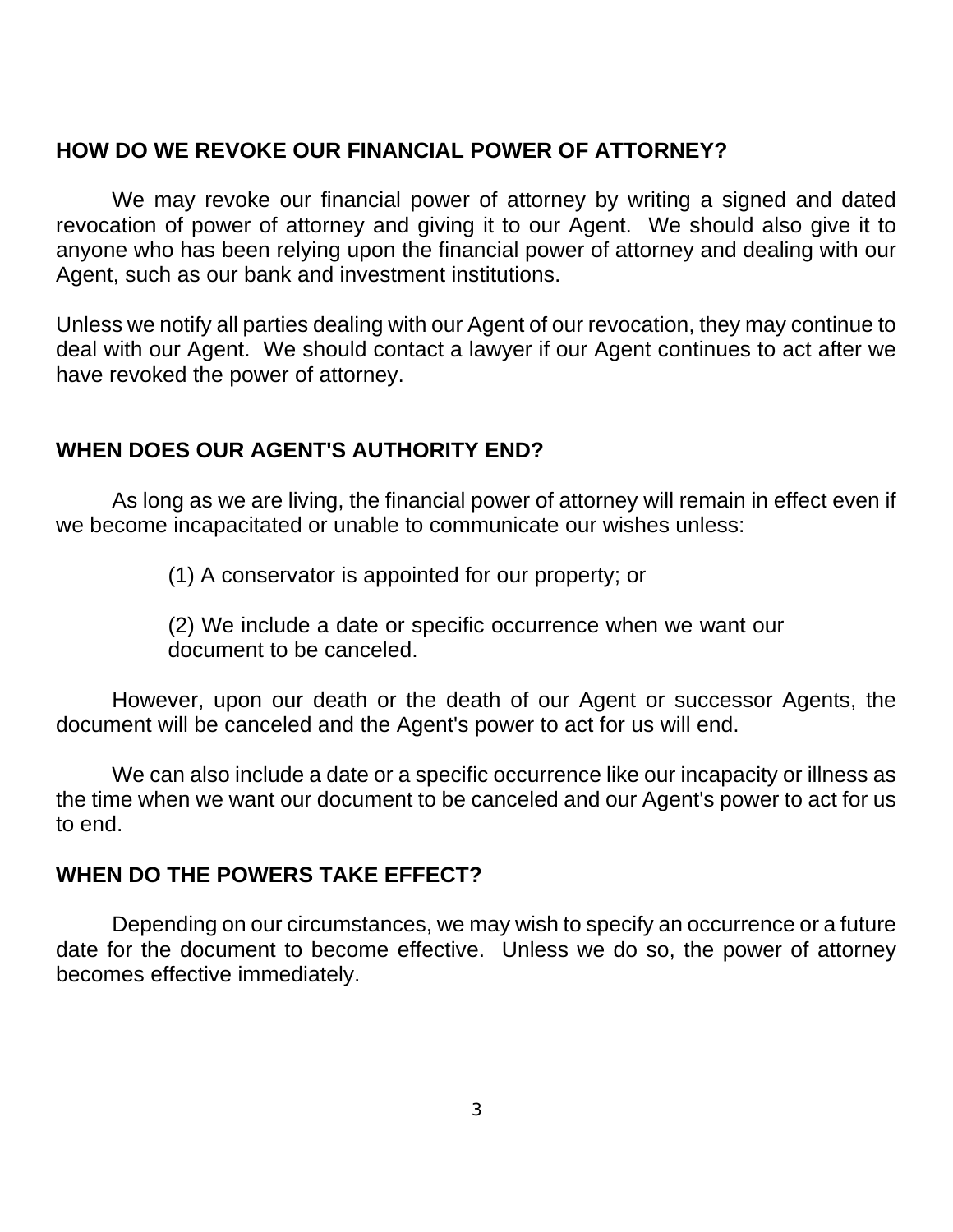## HOW DO WE REVOKE OUR FINANCIAL POWER OF ATTORNEY?

We may revoke our financial power of attorney by writing a signed and dated revocation of power of attorney and giving it to our Agent. We should also give it to anyone who has been relying upon the financial power of attorney and dealing with our Agent, such as our bank and investment institutions.

Unless we notify all parties dealing with our Agent of our revocation, they may continue to deal with our Agent. We should contact a lawyer if our Agent continues to act after we have revoked the power of attorney.

## WHEN DOES OUR AGENT'S AUTHORITY END?

As long as we are living, the financial power of attorney will remain in effect even if we become incapacitated or unable to communicate our wishes unless:

(1) A conservator is appointed for our property; or

(2) We include a date or specific occurrence when we want our document to be canceled.

However, upon our death or the death of our Agent or successor Agents, the document will be canceled and the Agent's power to act for us will end.

We can also include a date or a specific occurrence like our incapacity or illness as the time when we want our document to be canceled and our Agent's power to act for us to end.

## WHEN DO THE POWERS TAKE EFFECT?

Depending on our circumstances, we may wish to specify an occurrence or a future date for the document to become effective. Unless we do so, the power of attorney becomes effective immediately.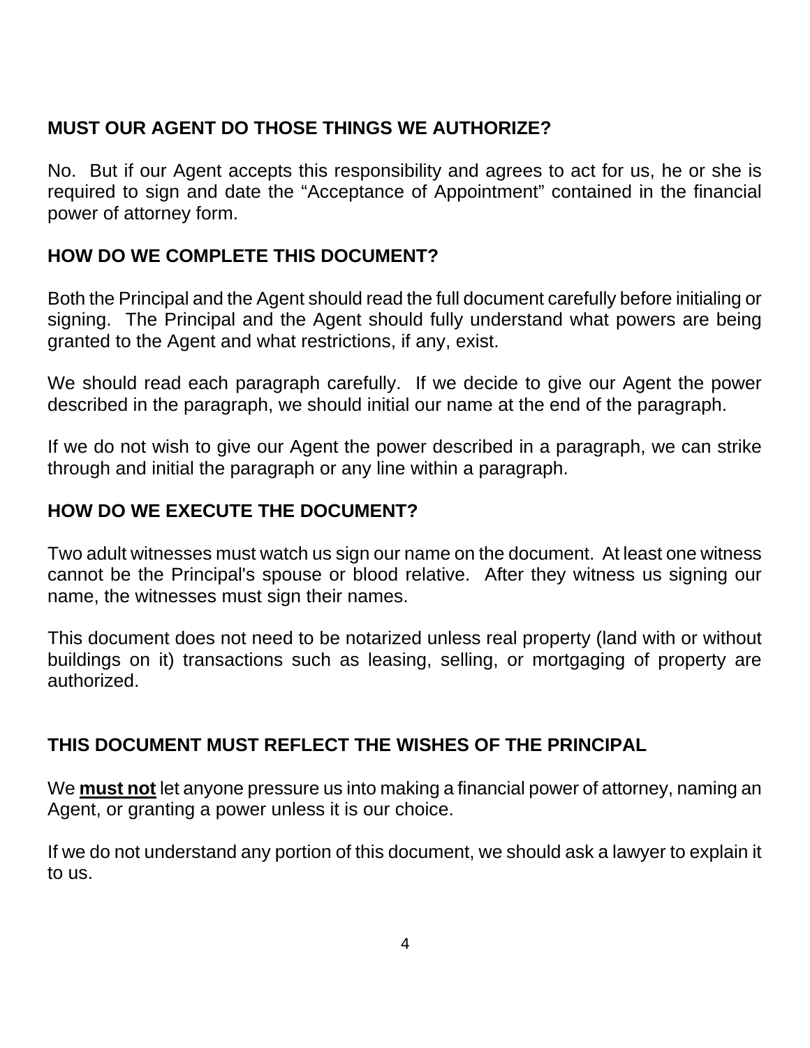## MUST OUR AGENT DO THOSE THINGS WE AUTHORIZE?

No. But if our Agent accepts this responsibility and agrees to act for us, he or she is required to sign and date the "Acceptance of Appointment" contained in the financial power of attorney form.

## HOW DO WE COMPLETE THIS DOCUMENT?

Both the Principal and the Agent should read the full document carefully before initialing or signing. The Principal and the Agent should fully understand what powers are being granted to the Agent and what restrictions, if any, exist.

We should read each paragraph carefully. If we decide to give our Agent the power described in the paragraph, we should initial our name at the end of the paragraph.

If we do not wish to give our Agent the power described in a paragraph, we can strike through and initial the paragraph or any line within a paragraph.

## HOW DO WE EXECUTE THE DOCUMENT?

Two adult witnesses must watch us sign our name on the document. At least one witness cannot be the Principal's spouse or blood relative. After they witness us signing our name, the witnesses must sign their names.

This document does not need to be notarized unless real property (land with or without buildings on it) transactions such as leasing, selling, or mortgaging of property are authorized.

## THIS DOCUMENT MUST REFLECT THE WISHES OF THE PRINCIPAL

We **must not** let anyone pressure us into making a financial power of attorney, naming an Agent, or granting a power unless it is our choice.

If we do not understand any portion of this document, we should ask a lawyer to explain it to us.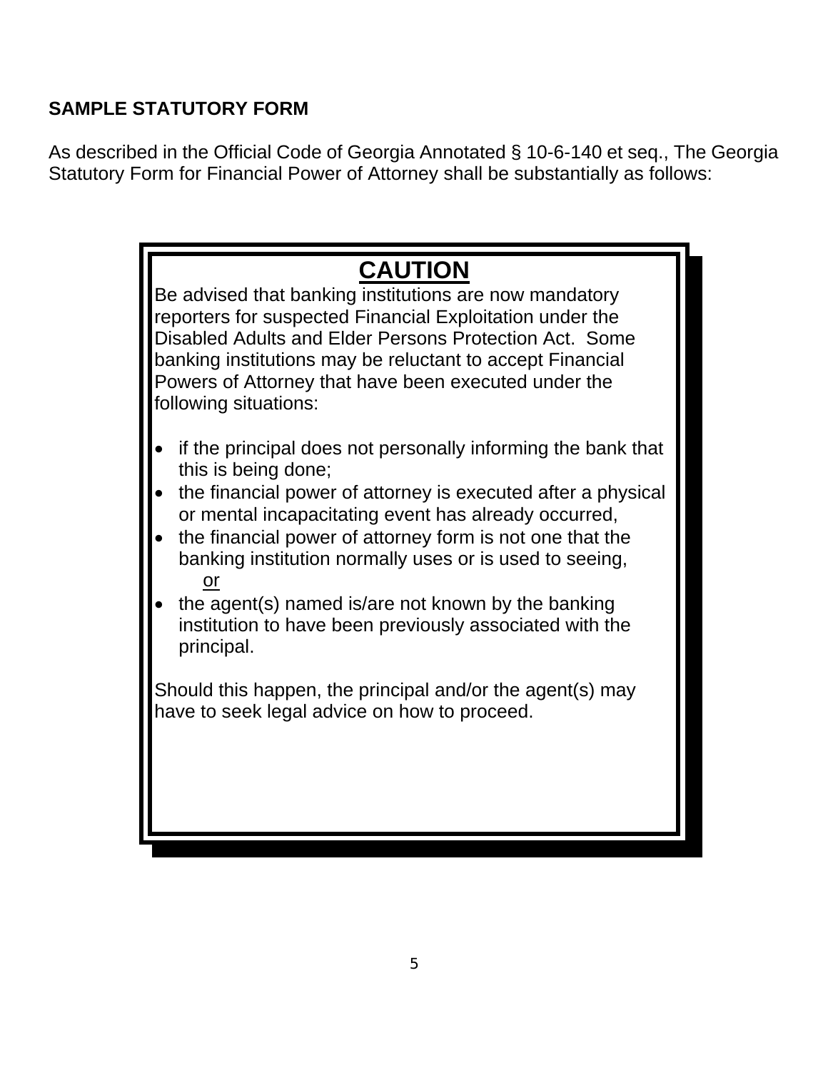**SAMPLE STATUTORY FORM**

As described in the Official Code of Georgia Annotated § 10-6-140 et seq., The Georgia Statutory Form for Financial Power of Attorney shall be substantially as follows:

## CAUTION

Be advised that banking institutions are now mandatory reporters for suspected Financial Exploitation under the Disabled Adults and Elder Persons Protection Act. Some banking institutions may be reluctant to accept Financial Powers of Attorney that have been executed under the following situations:

- if the principal does not personally informing the bank that this is being done;
- the financial power of attorney is executed after a physical or mental incapacitating event has already occurred,
- the financial power of attorney form is not one that the banking institution normally uses or is used to seeing,
  or
- the agent(s) named is/are not known by the banking institution to have been previously associated with the principal.

Should this happen, the principal and/or the agent(s) may have to seek legal advice on how to proceed.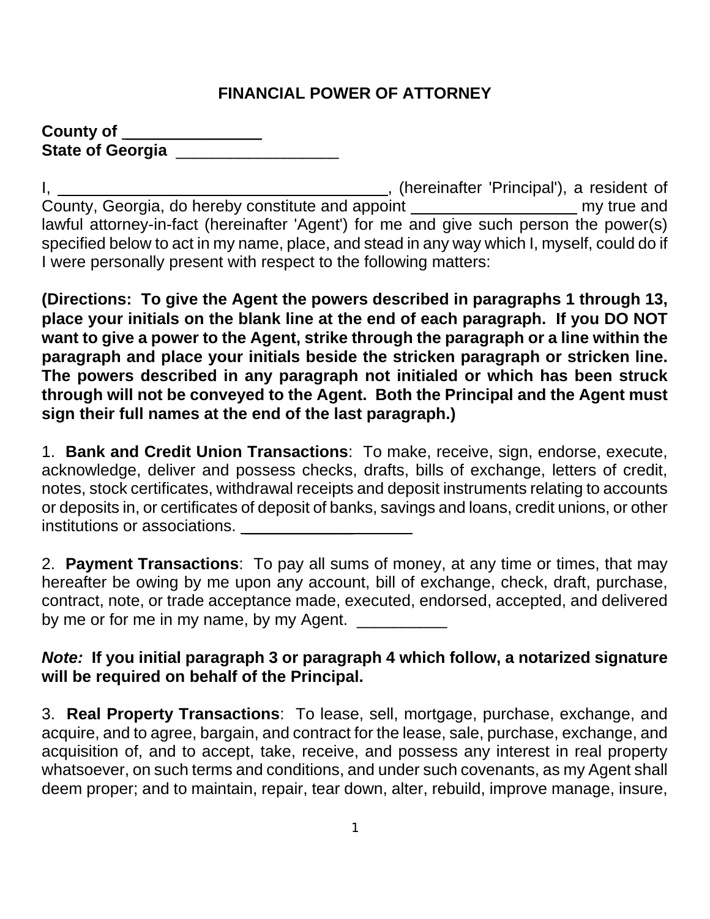# FINANCIAL POWER OF ATTORNEY

**County of \_\_\_\_\_\_\_\_\_\_\_\_\_\_\_**
**State of Georgia** \_\_\_\_\_\_\_\_\_\_\_\_\_\_\_\_\_\_

I, \_\_\_\_\_\_\_\_\_\_\_\_\_\_\_\_\_\_\_\_\_\_\_\_\_\_\_\_\_\_\_\_\_\_\_\_\_, (hereinafter 'Principal'), a resident of County, Georgia, do hereby constitute and appoint \_\_\_\_\_\_\_\_\_\_\_\_\_\_\_\_\_\_\_ my true and lawful attorney-in-fact (hereinafter 'Agent') for me and give such person the power(s) specified below to act in my name, place, and stead in any way which I, myself, could do if I were personally present with respect to the following matters:

**(Directions: To give the Agent the powers described in paragraphs 1 through 13, place your initials on the blank line at the end of each paragraph. If you DO NOT want to give a power to the Agent, strike through the paragraph or a line within the paragraph and place your initials beside the stricken paragraph or stricken line. The powers described in any paragraph not initialed or which has been struck through will not be conveyed to the Agent. Both the Principal and the Agent must sign their full names at the end of the last paragraph.)**

1. **Bank and Credit Union Transactions**: To make, receive, sign, endorse, execute, acknowledge, deliver and possess checks, drafts, bills of exchange, letters of credit, notes, stock certificates, withdrawal receipts and deposit instruments relating to accounts or deposits in, or certificates of deposit of banks, savings and loans, credit unions, or other institutions or associations. \_\_\_\_\_\_\_\_\_\_\_\_\_\_\_\_\_\_\_

2. **Payment Transactions**: To pay all sums of money, at any time or times, that may hereafter be owing by me upon any account, bill of exchange, check, draft, purchase, contract, note, or trade acceptance made, executed, endorsed, accepted, and delivered by me or for me in my name, by my Agent. \_\_\_\_\_\_\_\_\_\_

***Note:*** **If you initial paragraph 3 or paragraph 4 which follow, a notarized signature will be required on behalf of the Principal.**

3. **Real Property Transactions**: To lease, sell, mortgage, purchase, exchange, and acquire, and to agree, bargain, and contract for the lease, sale, purchase, exchange, and acquisition of, and to accept, take, receive, and possess any interest in real property whatsoever, on such terms and conditions, and under such covenants, as my Agent shall deem proper; and to maintain, repair, tear down, alter, rebuild, improve manage, insure,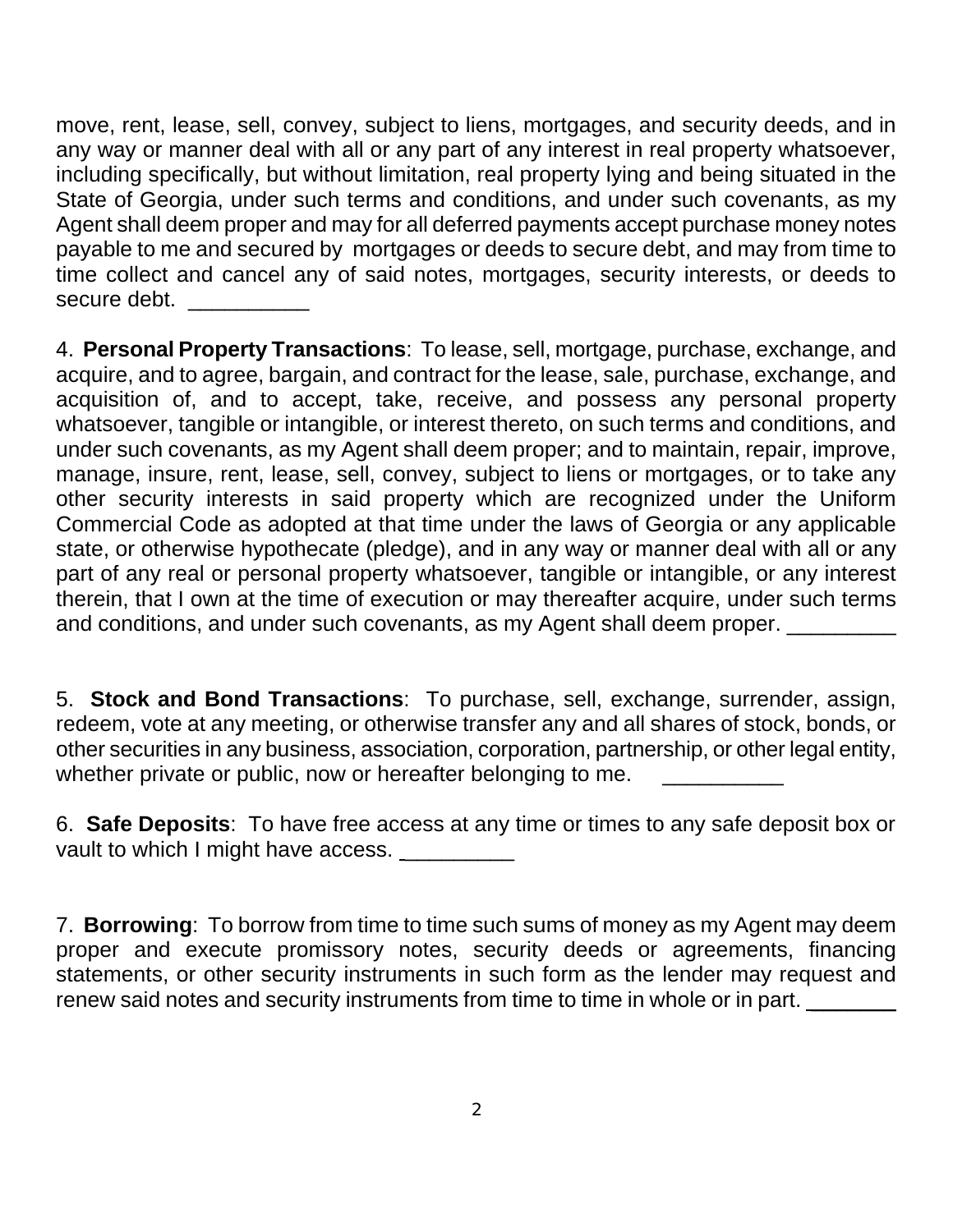move, rent, lease, sell, convey, subject to liens, mortgages, and security deeds, and in any way or manner deal with all or any part of any interest in real property whatsoever, including specifically, but without limitation, real property lying and being situated in the State of Georgia, under such terms and conditions, and under such covenants, as my Agent shall deem proper and may for all deferred payments accept purchase money notes payable to me and secured by mortgages or deeds to secure debt, and may from time to time collect and cancel any of said notes, mortgages, security interests, or deeds to secure debt. __________

4. **Personal Property Transactions**: To lease, sell, mortgage, purchase, exchange, and acquire, and to agree, bargain, and contract for the lease, sale, purchase, exchange, and acquisition of, and to accept, take, receive, and possess any personal property whatsoever, tangible or intangible, or interest thereto, on such terms and conditions, and under such covenants, as my Agent shall deem proper; and to maintain, repair, improve, manage, insure, rent, lease, sell, convey, subject to liens or mortgages, or to take any other security interests in said property which are recognized under the Uniform Commercial Code as adopted at that time under the laws of Georgia or any applicable state, or otherwise hypothecate (pledge), and in any way or manner deal with all or any part of any real or personal property whatsoever, tangible or intangible, or any interest therein, that I own at the time of execution or may thereafter acquire, under such terms and conditions, and under such covenants, as my Agent shall deem proper. _________

5. **Stock and Bond Transactions**: To purchase, sell, exchange, surrender, assign, redeem, vote at any meeting, or otherwise transfer any and all shares of stock, bonds, or other securities in any business, association, corporation, partnership, or other legal entity, whether private or public, now or hereafter belonging to me. __________

6. **Safe Deposits**: To have free access at any time or times to any safe deposit box or vault to which I might have access. _________

7. **Borrowing**: To borrow from time to time such sums of money as my Agent may deem proper and execute promissory notes, security deeds or agreements, financing statements, or other security instruments in such form as the lender may request and renew said notes and security instruments from time to time in whole or in part. ________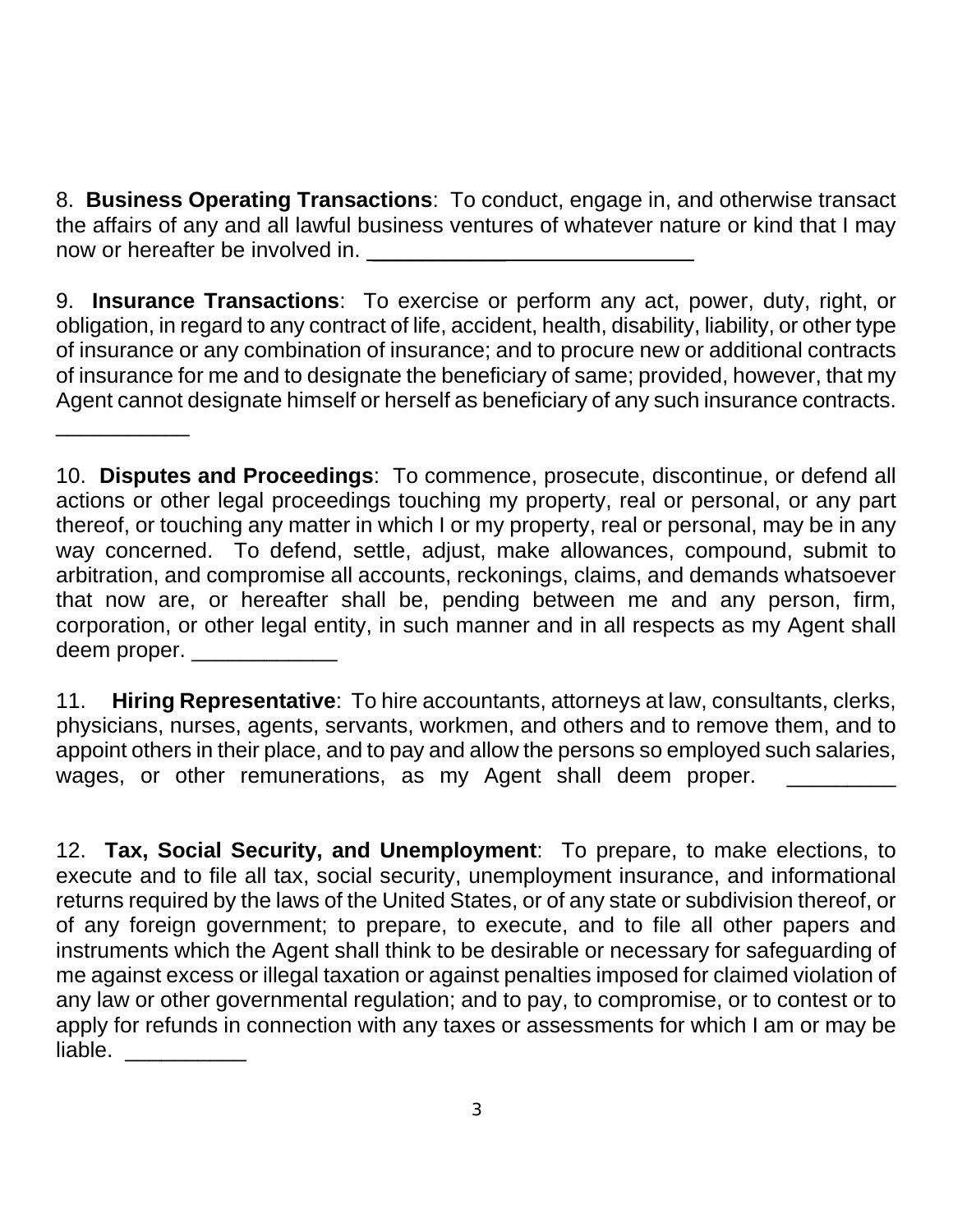8. **Business Operating Transactions**: To conduct, engage in, and otherwise transact the affairs of any and all lawful business ventures of whatever nature or kind that I may now or hereafter be involved in. ____________________________

9. **Insurance Transactions**: To exercise or perform any act, power, duty, right, or obligation, in regard to any contract of life, accident, health, disability, liability, or other type of insurance or any combination of insurance; and to procure new or additional contracts of insurance for me and to designate the beneficiary of same; provided, however, that my Agent cannot designate himself or herself as beneficiary of any such insurance contracts. ___________

10. **Disputes and Proceedings**: To commence, prosecute, discontinue, or defend all actions or other legal proceedings touching my property, real or personal, or any part thereof, or touching any matter in which I or my property, real or personal, may be in any way concerned. To defend, settle, adjust, make allowances, compound, submit to arbitration, and compromise all accounts, reckonings, claims, and demands whatsoever that now are, or hereafter shall be, pending between me and any person, firm, corporation, or other legal entity, in such manner and in all respects as my Agent shall deem proper. ____________

11. **Hiring Representative**: To hire accountants, attorneys at law, consultants, clerks, physicians, nurses, agents, servants, workmen, and others and to remove them, and to appoint others in their place, and to pay and allow the persons so employed such salaries, wages, or other remunerations, as my Agent shall deem proper. _________

12. **Tax, Social Security, and Unemployment**: To prepare, to make elections, to execute and to file all tax, social security, unemployment insurance, and informational returns required by the laws of the United States, or of any state or subdivision thereof, or of any foreign government; to prepare, to execute, and to file all other papers and instruments which the Agent shall think to be desirable or necessary for safeguarding of me against excess or illegal taxation or against penalties imposed for claimed violation of any law or other governmental regulation; and to pay, to compromise, or to contest or to apply for refunds in connection with any taxes or assessments for which I am or may be liable. __________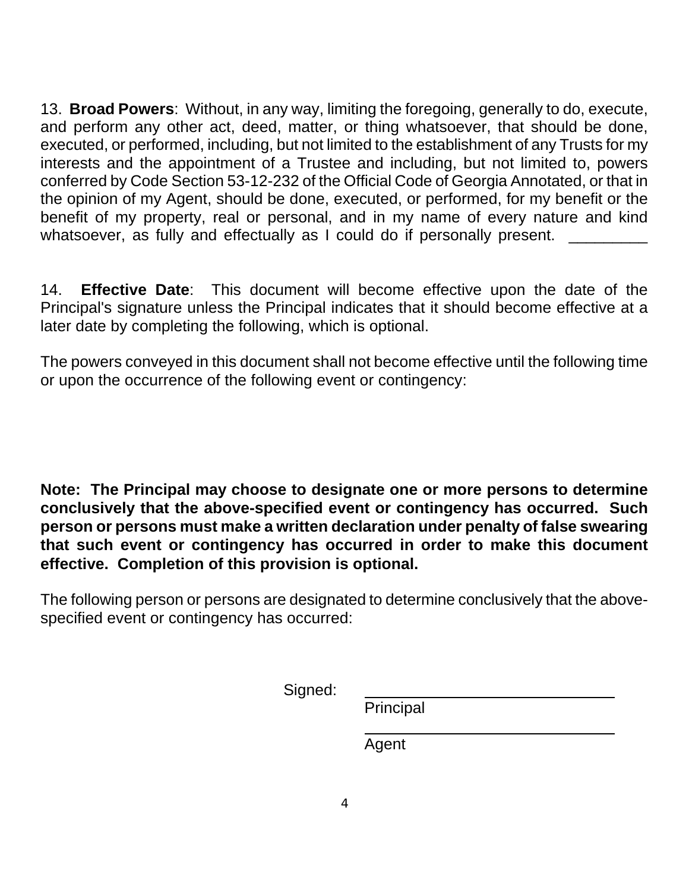13. **Broad Powers**: Without, in any way, limiting the foregoing, generally to do, execute, and perform any other act, deed, matter, or thing whatsoever, that should be done, executed, or performed, including, but not limited to the establishment of any Trusts for my interests and the appointment of a Trustee and including, but not limited to, powers conferred by Code Section 53-12-232 of the Official Code of Georgia Annotated, or that in the opinion of my Agent, should be done, executed, or performed, for my benefit or the benefit of my property, real or personal, and in my name of every nature and kind whatsoever, as fully and effectually as I could do if personally present. _________

14. **Effective Date**: This document will become effective upon the date of the Principal's signature unless the Principal indicates that it should become effective at a later date by completing the following, which is optional.

The powers conveyed in this document shall not become effective until the following time or upon the occurrence of the following event or contingency:

**Note: The Principal may choose to designate one or more persons to determine conclusively that the above-specified event or contingency has occurred. Such person or persons must make a written declaration under penalty of false swearing that such event or contingency has occurred in order to make this document effective. Completion of this provision is optional.**

The following person or persons are designated to determine conclusively that the above-specified event or contingency has occurred:

Signed: ______________________________
Principal

______________________________
Agent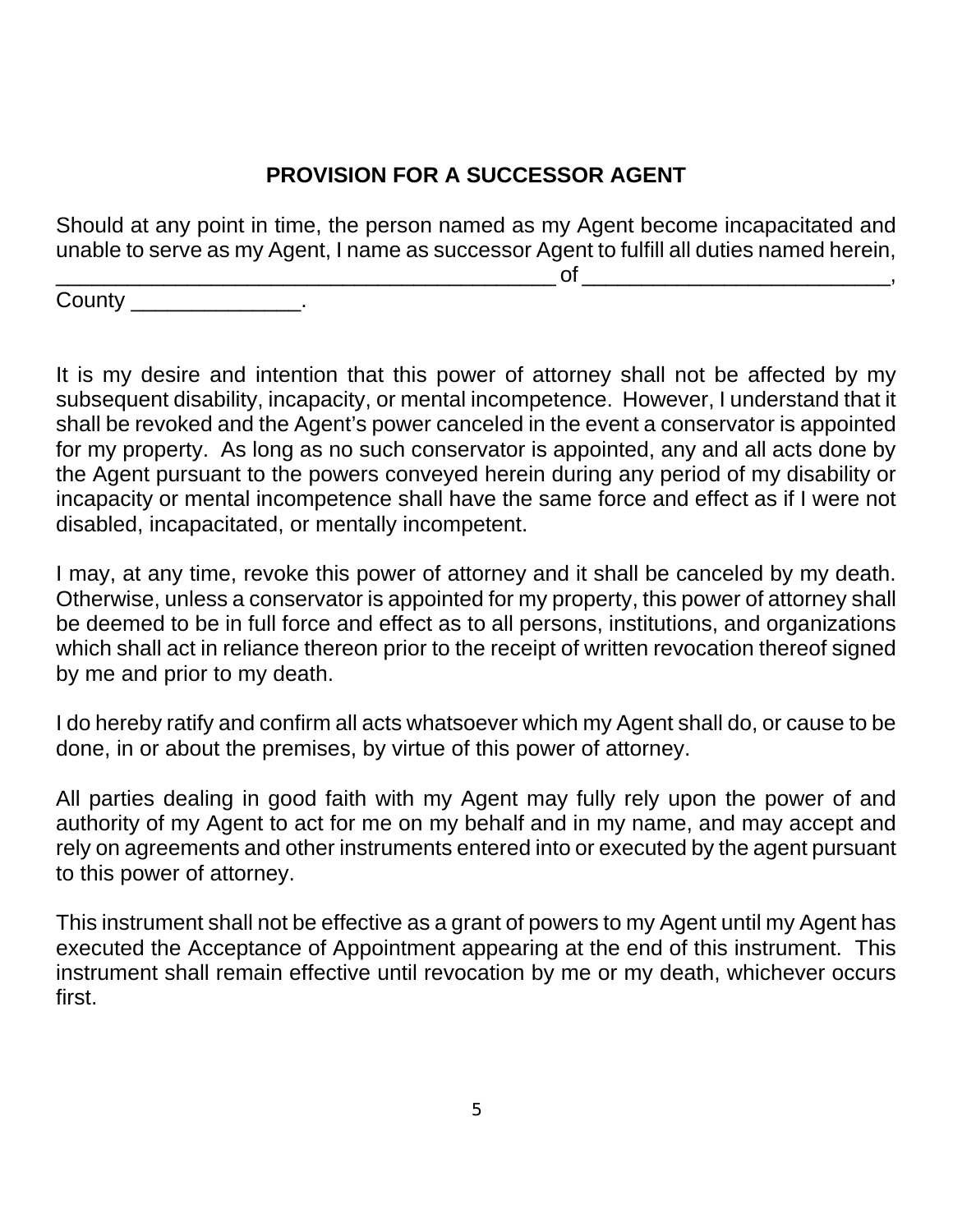## PROVISION FOR A SUCCESSOR AGENT

Should at any point in time, the person named as my Agent become incapacitated and unable to serve as my Agent, I name as successor Agent to fulfill all duties named herein, ________________________________________ of _________________________, County ______________.

It is my desire and intention that this power of attorney shall not be affected by my subsequent disability, incapacity, or mental incompetence. However, I understand that it shall be revoked and the Agent's power canceled in the event a conservator is appointed for my property. As long as no such conservator is appointed, any and all acts done by the Agent pursuant to the powers conveyed herein during any period of my disability or incapacity or mental incompetence shall have the same force and effect as if I were not disabled, incapacitated, or mentally incompetent.

I may, at any time, revoke this power of attorney and it shall be canceled by my death. Otherwise, unless a conservator is appointed for my property, this power of attorney shall be deemed to be in full force and effect as to all persons, institutions, and organizations which shall act in reliance thereon prior to the receipt of written revocation thereof signed by me and prior to my death.

I do hereby ratify and confirm all acts whatsoever which my Agent shall do, or cause to be done, in or about the premises, by virtue of this power of attorney.

All parties dealing in good faith with my Agent may fully rely upon the power of and authority of my Agent to act for me on my behalf and in my name, and may accept and rely on agreements and other instruments entered into or executed by the agent pursuant to this power of attorney.

This instrument shall not be effective as a grant of powers to my Agent until my Agent has executed the Acceptance of Appointment appearing at the end of this instrument. This instrument shall remain effective until revocation by me or my death, whichever occurs first.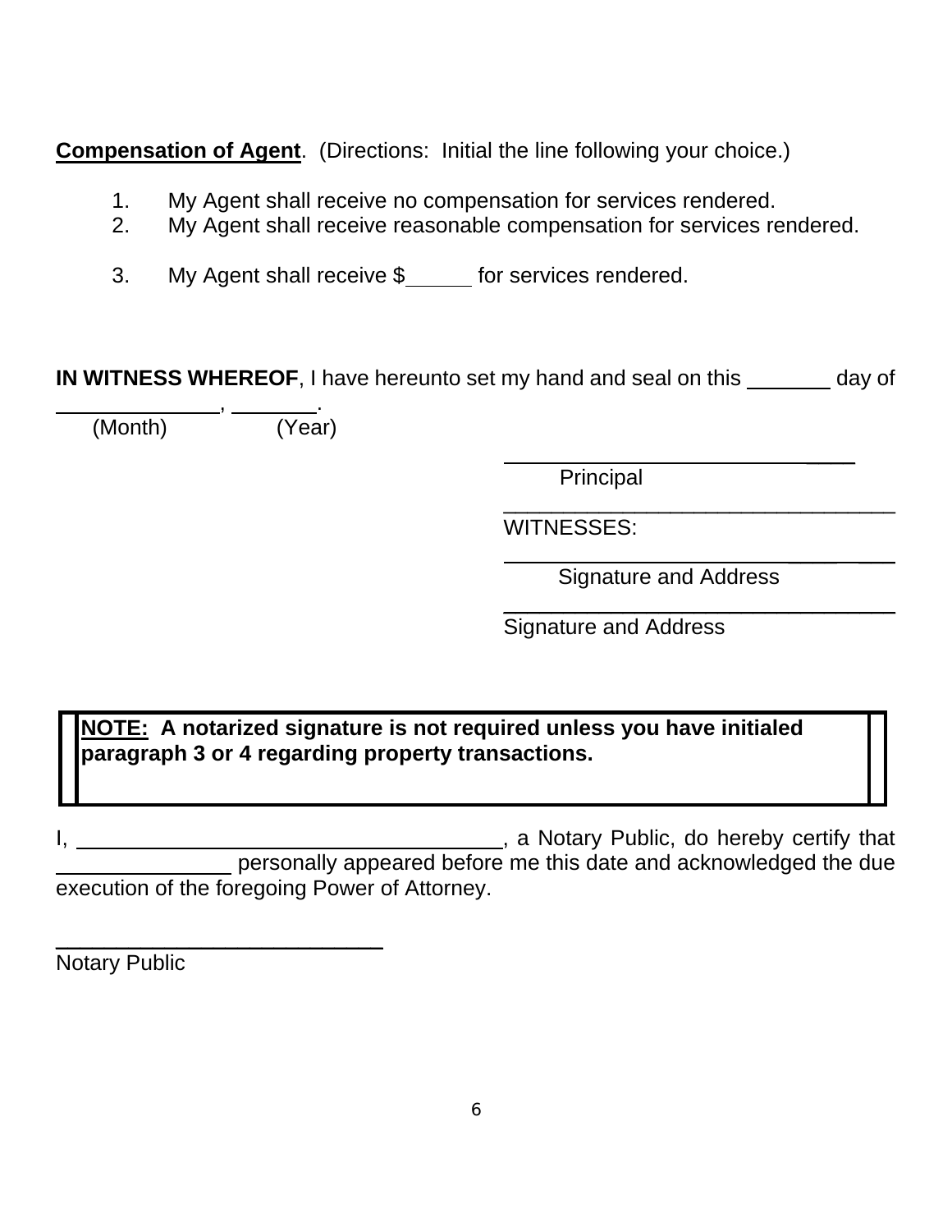**Compensation of Agent**. (Directions: Initial the line following your choice.)

1. My Agent shall receive no compensation for services rendered.
2. My Agent shall receive reasonable compensation for services rendered.

3. My Agent shall receive $\_\_\_\_\_\_ for services rendered.

**IN WITNESS WHEREOF**, I have hereunto set my hand and seal on this \_\_\_\_\_\_\_\_ day of \_\_\_\_\_\_\_\_\_\_\_\_\_\_, \_\_\_\_\_\_\_\_.
(Month) (Year)

\_\_\_\_\_\_\_\_\_\_\_\_\_\_\_\_\_\_\_\_\_\_\_\_\_\_\_\_\_\_\_\_
Principal

\_\_\_\_\_\_\_\_\_\_\_\_\_\_\_\_\_\_\_\_\_\_\_\_\_\_\_\_\_\_\_\_
WITNESSES:

\_\_\_\_\_\_\_\_\_\_\_\_\_\_\_\_\_\_\_\_\_\_\_\_\_\_\_\_\_\_\_\_
Signature and Address

\_\_\_\_\_\_\_\_\_\_\_\_\_\_\_\_\_\_\_\_\_\_\_\_\_\_\_\_\_\_\_\_
Signature and Address

**NOTE: A notarized signature is not required unless you have initialed paragraph 3 or 4 regarding property transactions.**

I, \_\_\_\_\_\_\_\_\_\_\_\_\_\_\_\_\_\_\_\_\_\_\_\_\_\_\_\_\_\_\_\_\_\_\_\_\_\_, a Notary Public, do hereby certify that \_\_\_\_\_\_\_\_\_\_\_\_\_\_\_\_ personally appeared before me this date and acknowledged the due execution of the foregoing Power of Attorney.

\_\_\_\_\_\_\_\_\_\_\_\_\_\_\_\_\_\_\_\_\_\_\_\_\_\_\_\_\_\_
Notary Public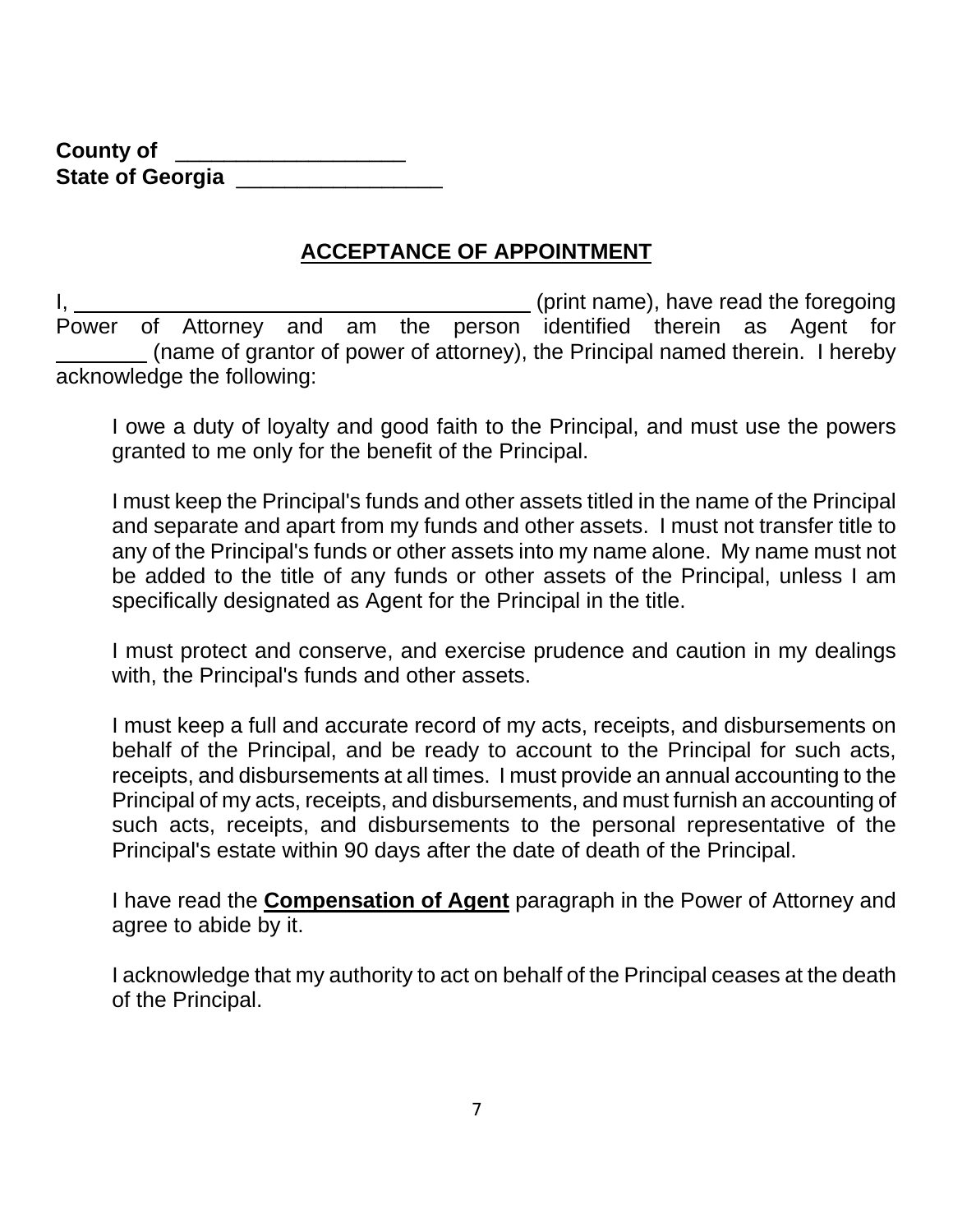**County of** ___________________
**State of Georgia** _________________

## ACCEPTANCE OF APPOINTMENT

I, ________________________________________ (print name), have read the foregoing Power of Attorney and am the person identified therein as Agent for ________ (name of grantor of power of attorney), the Principal named therein. I hereby acknowledge the following:

I owe a duty of loyalty and good faith to the Principal, and must use the powers granted to me only for the benefit of the Principal.

I must keep the Principal's funds and other assets titled in the name of the Principal and separate and apart from my funds and other assets. I must not transfer title to any of the Principal's funds or other assets into my name alone. My name must not be added to the title of any funds or other assets of the Principal, unless I am specifically designated as Agent for the Principal in the title.

I must protect and conserve, and exercise prudence and caution in my dealings with, the Principal's funds and other assets.

I must keep a full and accurate record of my acts, receipts, and disbursements on behalf of the Principal, and be ready to account to the Principal for such acts, receipts, and disbursements at all times. I must provide an annual accounting to the Principal of my acts, receipts, and disbursements, and must furnish an accounting of such acts, receipts, and disbursements to the personal representative of the Principal's estate within 90 days after the date of death of the Principal.

I have read the **Compensation of Agent** paragraph in the Power of Attorney and agree to abide by it.

I acknowledge that my authority to act on behalf of the Principal ceases at the death of the Principal.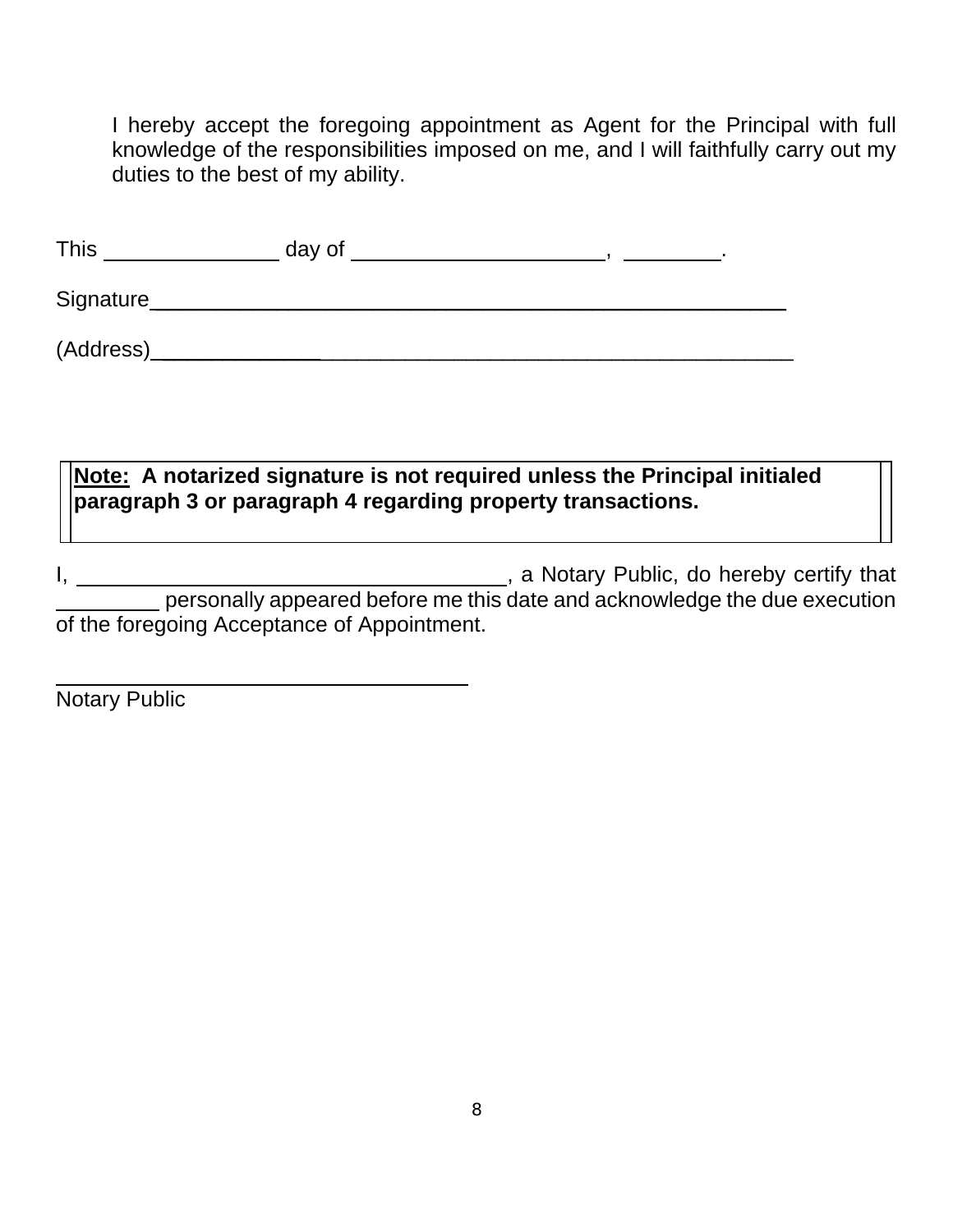I hereby accept the foregoing appointment as Agent for the Principal with full knowledge of the responsibilities imposed on me, and I will faithfully carry out my duties to the best of my ability.

This _______________ day of ______________________, ________.

Signature_________________________________________________________

(Address)__________________________________________________________

**<u>Note:</u> A notarized signature is not required unless the Principal initialed paragraph 3 or paragraph 4 regarding property transactions.**

I, ______________________________________, a Notary Public, do hereby certify that _________ personally appeared before me this date and acknowledge the due execution of the foregoing Acceptance of Appointment.

____________________________________
Notary Public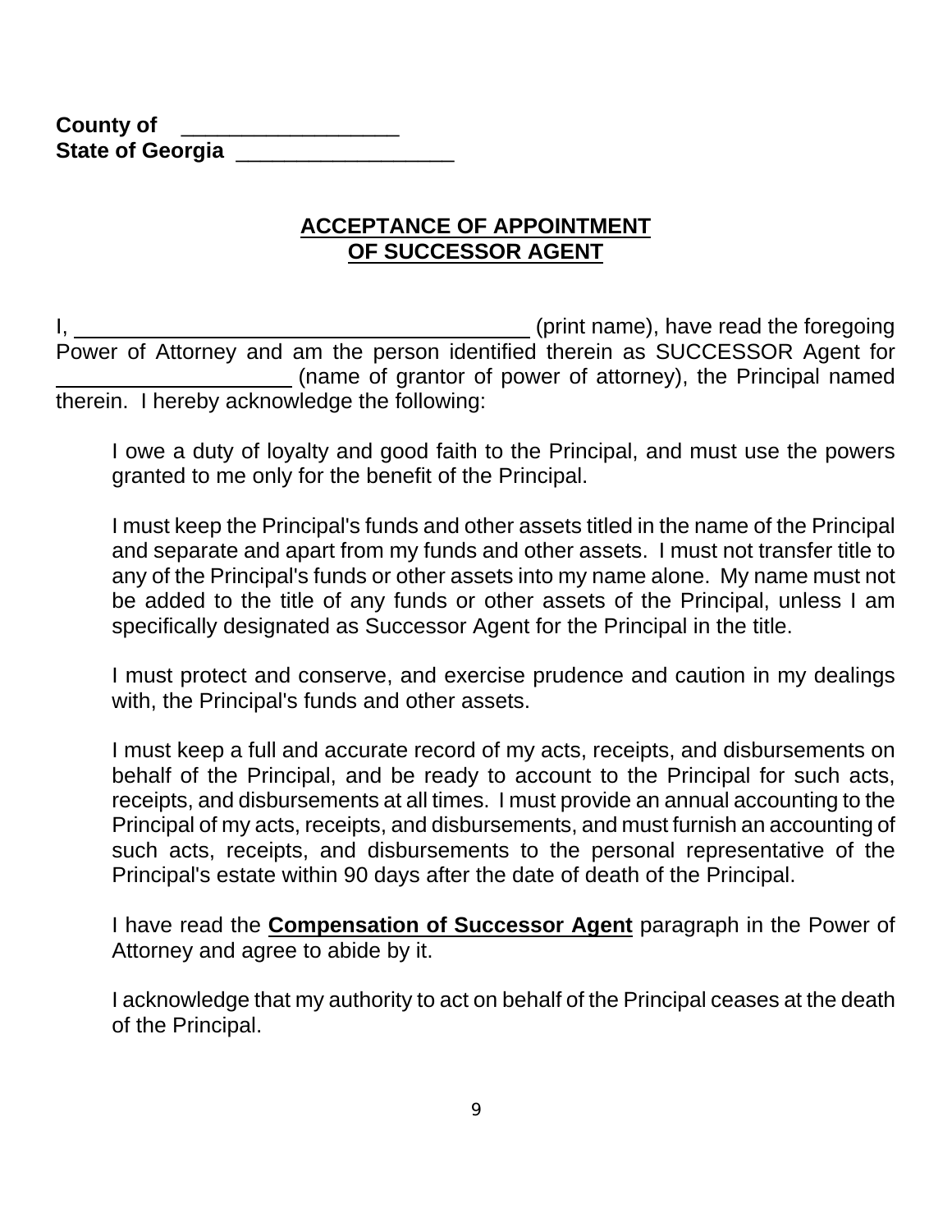**County of** __________________
**State of Georgia** __________________

## ACCEPTANCE OF APPOINTMENT OF SUCCESSOR AGENT

I, ________________________________________ (print name), have read the foregoing Power of Attorney and am the person identified therein as SUCCESSOR Agent for ____________________ (name of grantor of power of attorney), the Principal named therein. I hereby acknowledge the following:

I owe a duty of loyalty and good faith to the Principal, and must use the powers granted to me only for the benefit of the Principal.

I must keep the Principal's funds and other assets titled in the name of the Principal and separate and apart from my funds and other assets. I must not transfer title to any of the Principal's funds or other assets into my name alone. My name must not be added to the title of any funds or other assets of the Principal, unless I am specifically designated as Successor Agent for the Principal in the title.

I must protect and conserve, and exercise prudence and caution in my dealings with, the Principal's funds and other assets.

I must keep a full and accurate record of my acts, receipts, and disbursements on behalf of the Principal, and be ready to account to the Principal for such acts, receipts, and disbursements at all times. I must provide an annual accounting to the Principal of my acts, receipts, and disbursements, and must furnish an accounting of such acts, receipts, and disbursements to the personal representative of the Principal's estate within 90 days after the date of death of the Principal.

I have read the **Compensation of Successor Agent** paragraph in the Power of Attorney and agree to abide by it.

I acknowledge that my authority to act on behalf of the Principal ceases at the death of the Principal.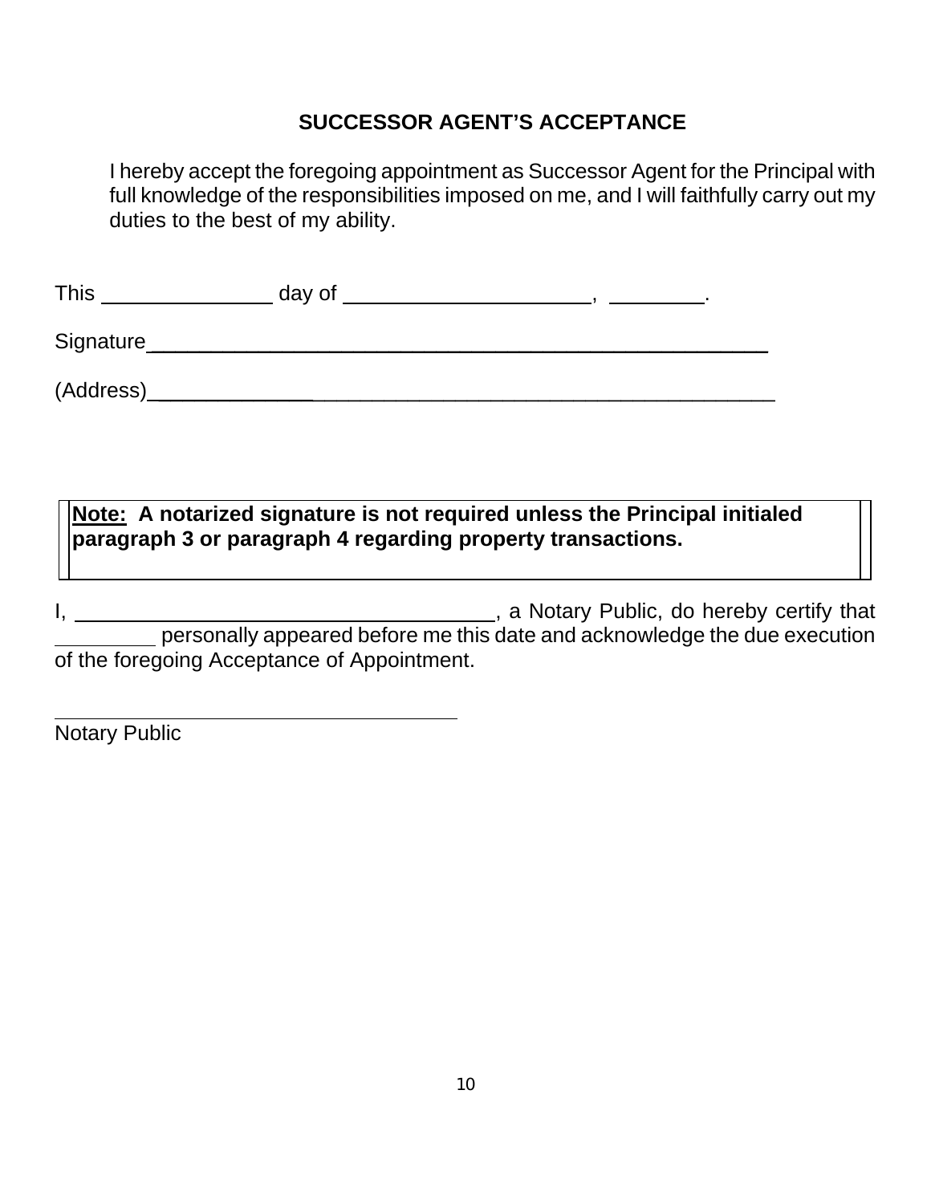## SUCCESSOR AGENT'S ACCEPTANCE

I hereby accept the foregoing appointment as Successor Agent for the Principal with full knowledge of the responsibilities imposed on me, and I will faithfully carry out my duties to the best of my ability.

This _______________ day of ______________________, _________.

Signature_________________________________________________________

(Address)__________________________________________________________

> **Note: A notarized signature is not required unless the Principal initialed paragraph 3 or paragraph 4 regarding property transactions.**

I, ______________________________________, a Notary Public, do hereby certify that _________ personally appeared before me this date and acknowledge the due execution of the foregoing Acceptance of Appointment.

______________________________________
Notary Public